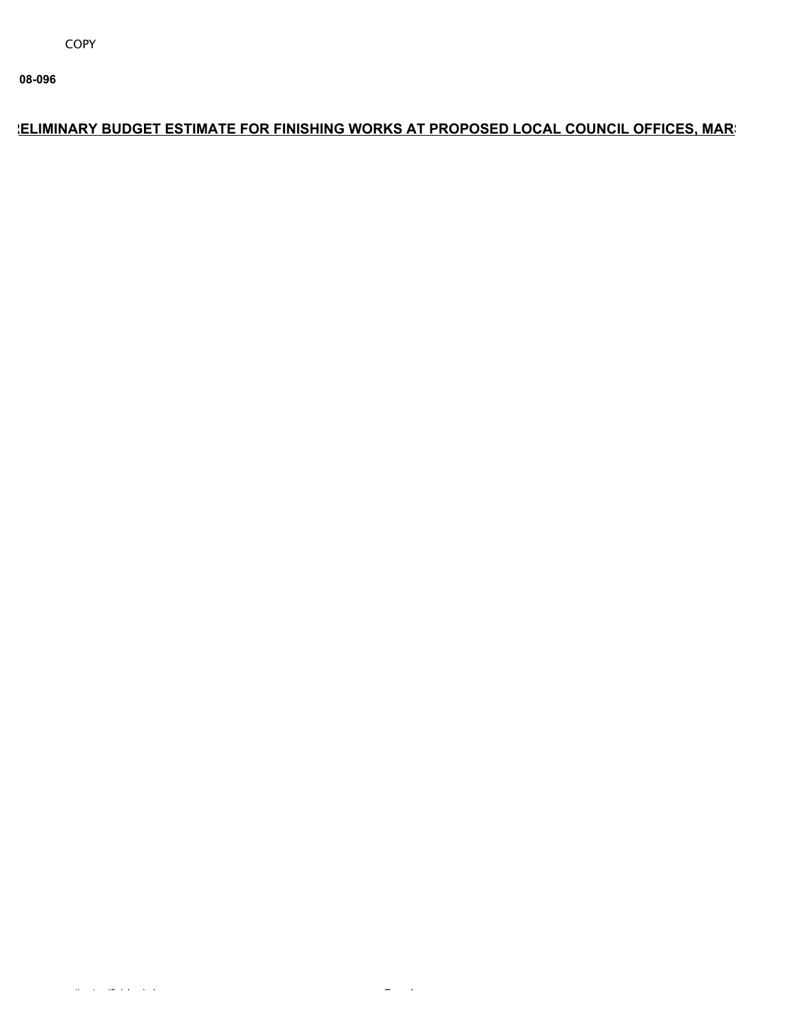COPY

**08-096**

## <u>ELIMINARY BUDGET ESTIMATE FOR FINISHING WORKS AT PROPOSED LOCAL COUNCIL OFFICES, MAR</u>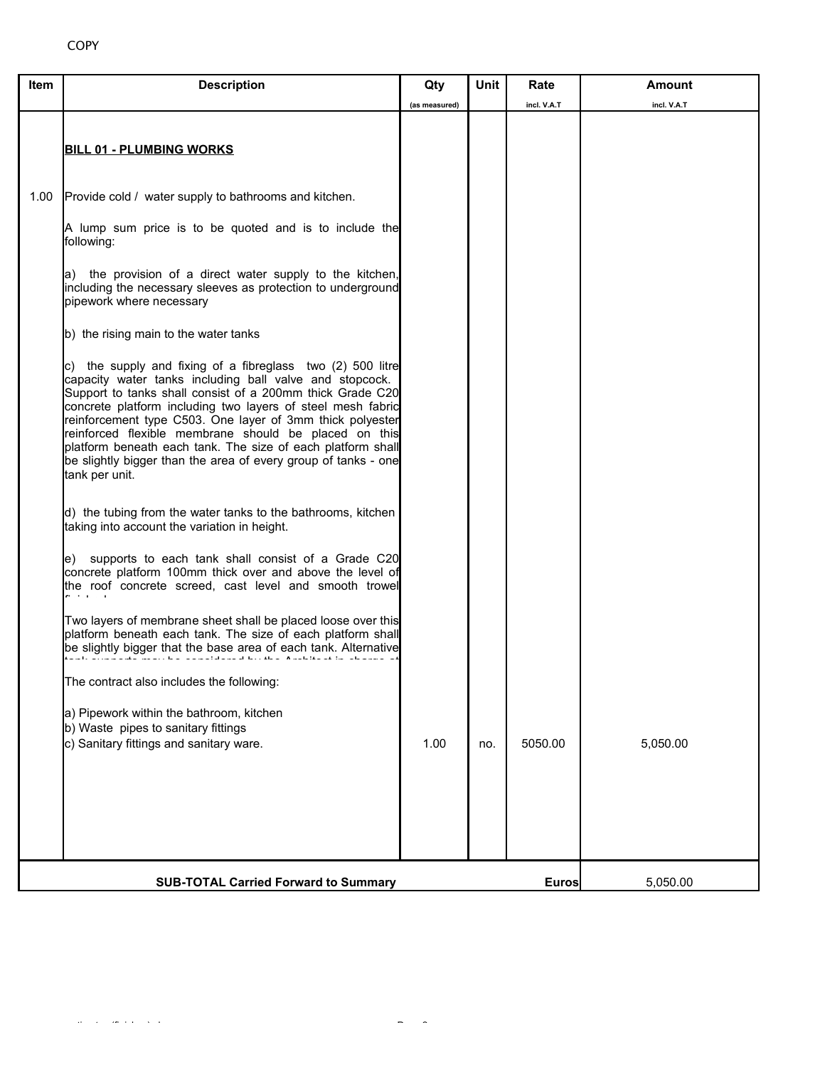COPY

| Item | Description | Qty (as measured) | Unit | Rate incl. V.A.T | Amount incl. V.A.T |
|---|---|---|---|---|---|
| | **BILL 01 - PLUMBING WORKS** | | | | |
| 1.00 | Provide cold / water supply to bathrooms and kitchen. | | | | |
| | A lump sum price is to be quoted and is to include the following: | | | | |
| | a) the provision of a direct water supply to the kitchen, including the necessary sleeves as protection to underground pipework where necessary | | | | |
| | b) the rising main to the water tanks | | | | |
| | c) the supply and fixing of a fibreglass two (2) 500 litre capacity water tanks including ball valve and stopcock. Support to tanks shall consist of a 200mm thick Grade C20 concrete platform including two layers of steel mesh fabric reinforcement type C503. One layer of 3mm thick polyester reinforced flexible membrane should be placed on this platform beneath each tank. The size of each platform shall be slightly bigger than the area of every group of tanks - one tank per unit. | | | | |
| | d) the tubing from the water tanks to the bathrooms, kitchen taking into account the variation in height. | | | | |
| | e) supports to each tank shall consist of a Grade C20 concrete platform 100mm thick over and above the level of the roof concrete screed, cast level and smooth trowel finished. | | | | |
| | Two layers of membrane sheet shall be placed loose over this platform beneath each tank. The size of each platform shall be slightly bigger that the base area of each tank. Alternative tank supports may be considered by the Architect in charge of | | | | |
| | The contract also includes the following: | | | | |
| | a) Pipework within the bathroom, kitchen<br>b) Waste pipes to sanitary fittings<br>c) Sanitary fittings and sanitary ware. | 1.00 | no. | 5050.00 | 5,050.00 |
| | **SUB-TOTAL Carried Forward to Summary** | | | **Euros** | 5,050.00 |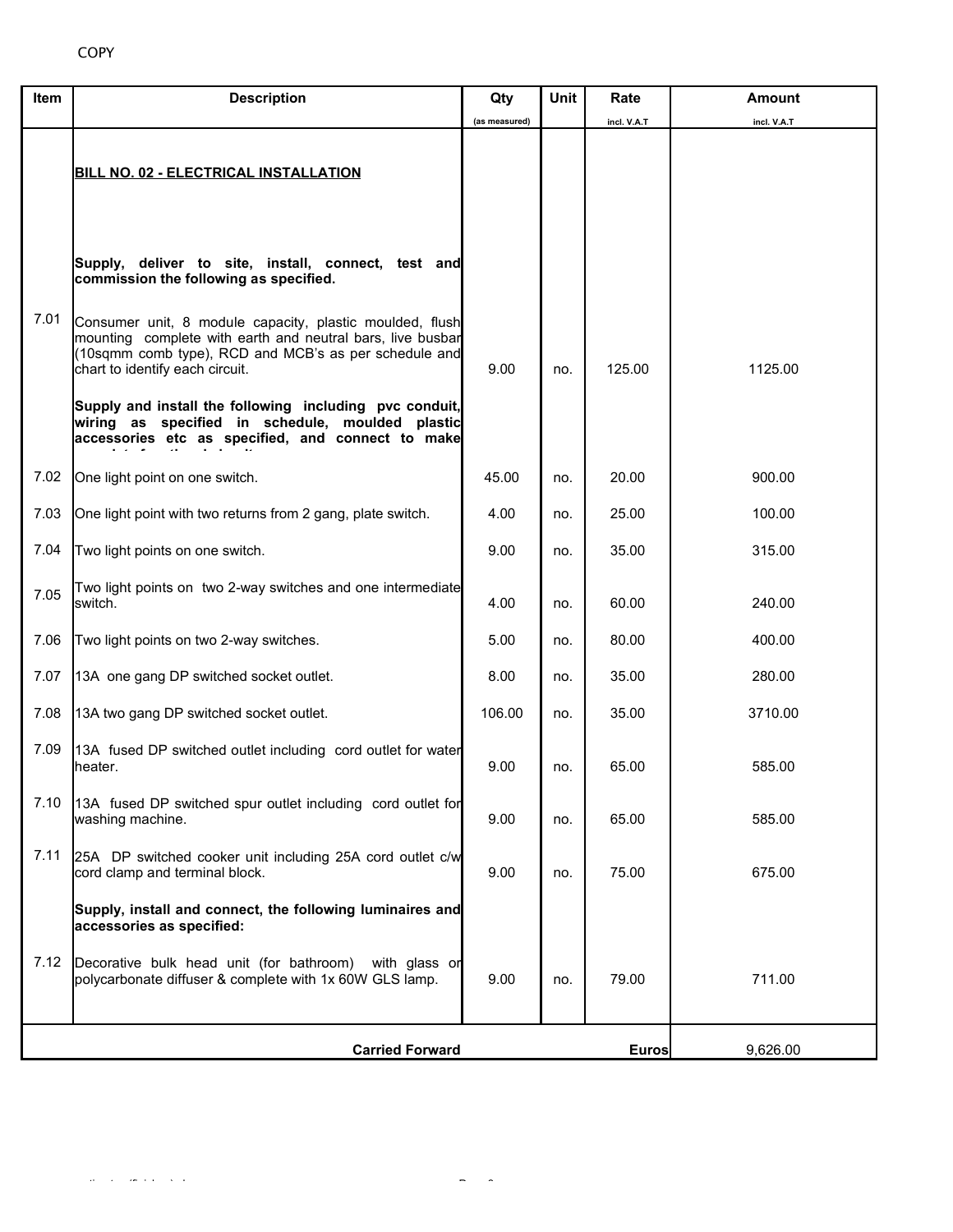COPY

| Item | Description | Qty (as measured) | Unit | Rate incl. V.A.T | Amount incl. V.A.T |
|---|---|---|---|---|---|
| | **BILL NO. 02 - ELECTRICAL INSTALLATION** | | | | |
| | **Supply, deliver to site, install, connect, test and commission the following as specified.** | | | | |
| 7.01 | Consumer unit, 8 module capacity, plastic moulded, flush mounting complete with earth and neutral bars, live busbar (10sqmm comb type), RCD and MCB's as per schedule and chart to identify each circuit. | 9.00 | no. | 125.00 | 1125.00 |
| | **Supply and install the following including pvc conduit, wiring as specified in schedule, moulded plastic accessories etc as specified, and connect to make** | | | | |
| 7.02 | One light point on one switch. | 45.00 | no. | 20.00 | 900.00 |
| 7.03 | One light point with two returns from 2 gang, plate switch. | 4.00 | no. | 25.00 | 100.00 |
| 7.04 | Two light points on one switch. | 9.00 | no. | 35.00 | 315.00 |
| 7.05 | Two light points on two 2-way switches and one intermediate switch. | 4.00 | no. | 60.00 | 240.00 |
| 7.06 | Two light points on two 2-way switches. | 5.00 | no. | 80.00 | 400.00 |
| 7.07 | 13A one gang DP switched socket outlet. | 8.00 | no. | 35.00 | 280.00 |
| 7.08 | 13A two gang DP switched socket outlet. | 106.00 | no. | 35.00 | 3710.00 |
| 7.09 | 13A fused DP switched outlet including cord outlet for water heater. | 9.00 | no. | 65.00 | 585.00 |
| 7.10 | 13A fused DP switched spur outlet including cord outlet for washing machine. | 9.00 | no. | 65.00 | 585.00 |
| 7.11 | 25A DP switched cooker unit including 25A cord outlet c/w cord clamp and terminal block. | 9.00 | no. | 75.00 | 675.00 |
| | **Supply, install and connect, the following luminaires and accessories as specified:** | | | | |
| 7.12 | Decorative bulk head unit (for bathroom) with glass or polycarbonate diffuser & complete with 1x 60W GLS lamp. | 9.00 | no. | 79.00 | 711.00 |
| | **Carried Forward** | | | **Euros** | 9,626.00 |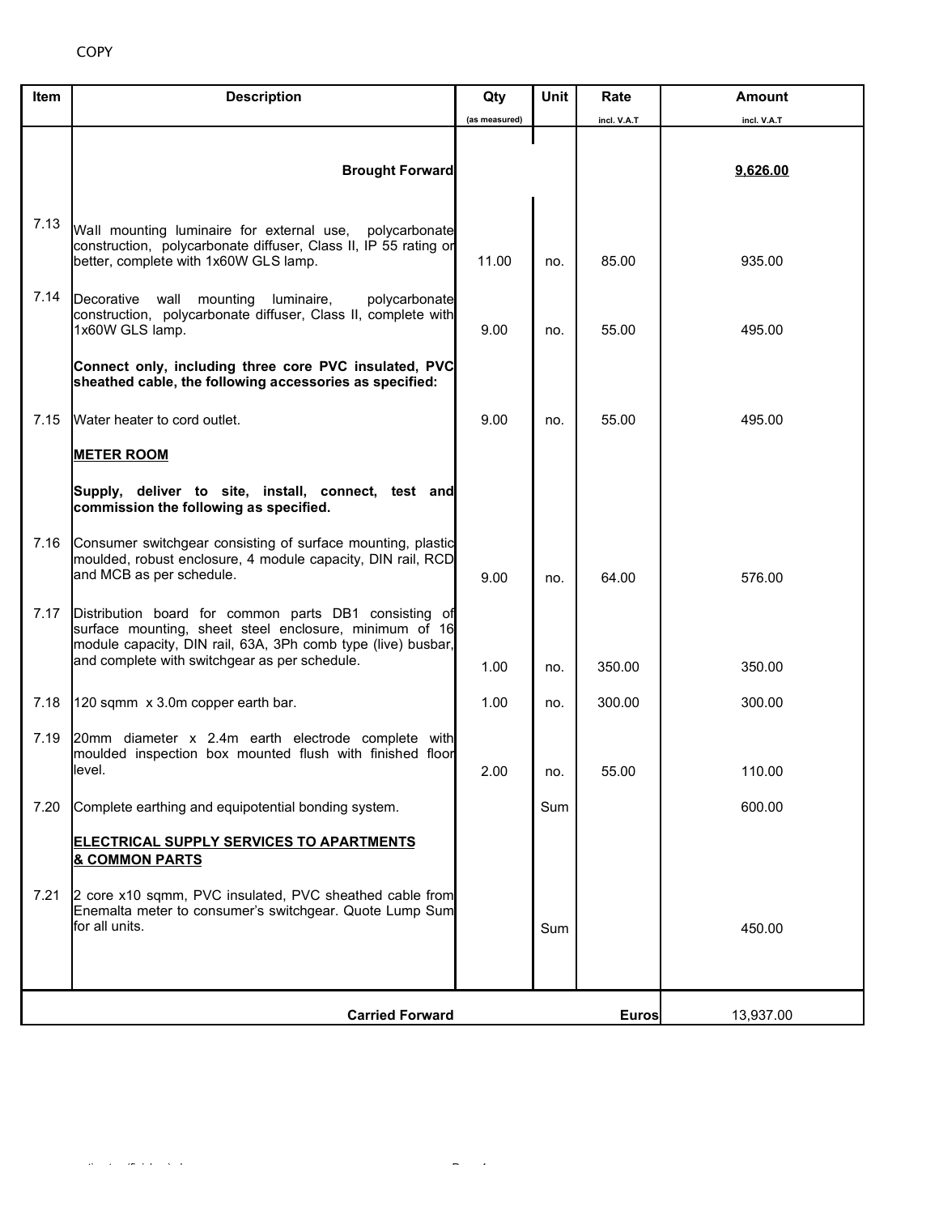COPY

| Item | Description | Qty (as measured) | Unit | Rate incl. V.A.T | Amount incl. V.A.T |
|---|---|---|---|---|---|
| | **Brought Forward** | | | | **9,626.00** |
| 7.13 | Wall mounting luminaire for external use, polycarbonate construction, polycarbonate diffuser, Class II, IP 55 rating or better, complete with 1x60W GLS lamp. | 11.00 | no. | 85.00 | 935.00 |
| 7.14 | Decorative wall mounting luminaire, polycarbonate construction, polycarbonate diffuser, Class II, complete with 1x60W GLS lamp. | 9.00 | no. | 55.00 | 495.00 |
| | **Connect only, including three core PVC insulated, PVC sheathed cable, the following accessories as specified:** | | | | |
| 7.15 | Water heater to cord outlet. | 9.00 | no. | 55.00 | 495.00 |
| | **METER ROOM** | | | | |
| | **Supply, deliver to site, install, connect, test and commission the following as specified.** | | | | |
| 7.16 | Consumer switchgear consisting of surface mounting, plastic moulded, robust enclosure, 4 module capacity, DIN rail, RCD and MCB as per schedule. | 9.00 | no. | 64.00 | 576.00 |
| 7.17 | Distribution board for common parts DB1 consisting of surface mounting, sheet steel enclosure, minimum of 16 module capacity, DIN rail, 63A, 3Ph comb type (live) busbar, and complete with switchgear as per schedule. | 1.00 | no. | 350.00 | 350.00 |
| 7.18 | 120 sqmm x 3.0m copper earth bar. | 1.00 | no. | 300.00 | 300.00 |
| 7.19 | 20mm diameter x 2.4m earth electrode complete with moulded inspection box mounted flush with finished floor level. | 2.00 | no. | 55.00 | 110.00 |
| 7.20 | Complete earthing and equipotential bonding system. | | Sum | | 600.00 |
| | **ELECTRICAL SUPPLY SERVICES TO APARTMENTS & COMMON PARTS** | | | | |
| 7.21 | 2 core x10 sqmm, PVC insulated, PVC sheathed cable from Enemalta meter to consumer's switchgear. Quote Lump Sum for all units. | | Sum | | 450.00 |
| | **Carried Forward** | | | **Euros** | 13,937.00 |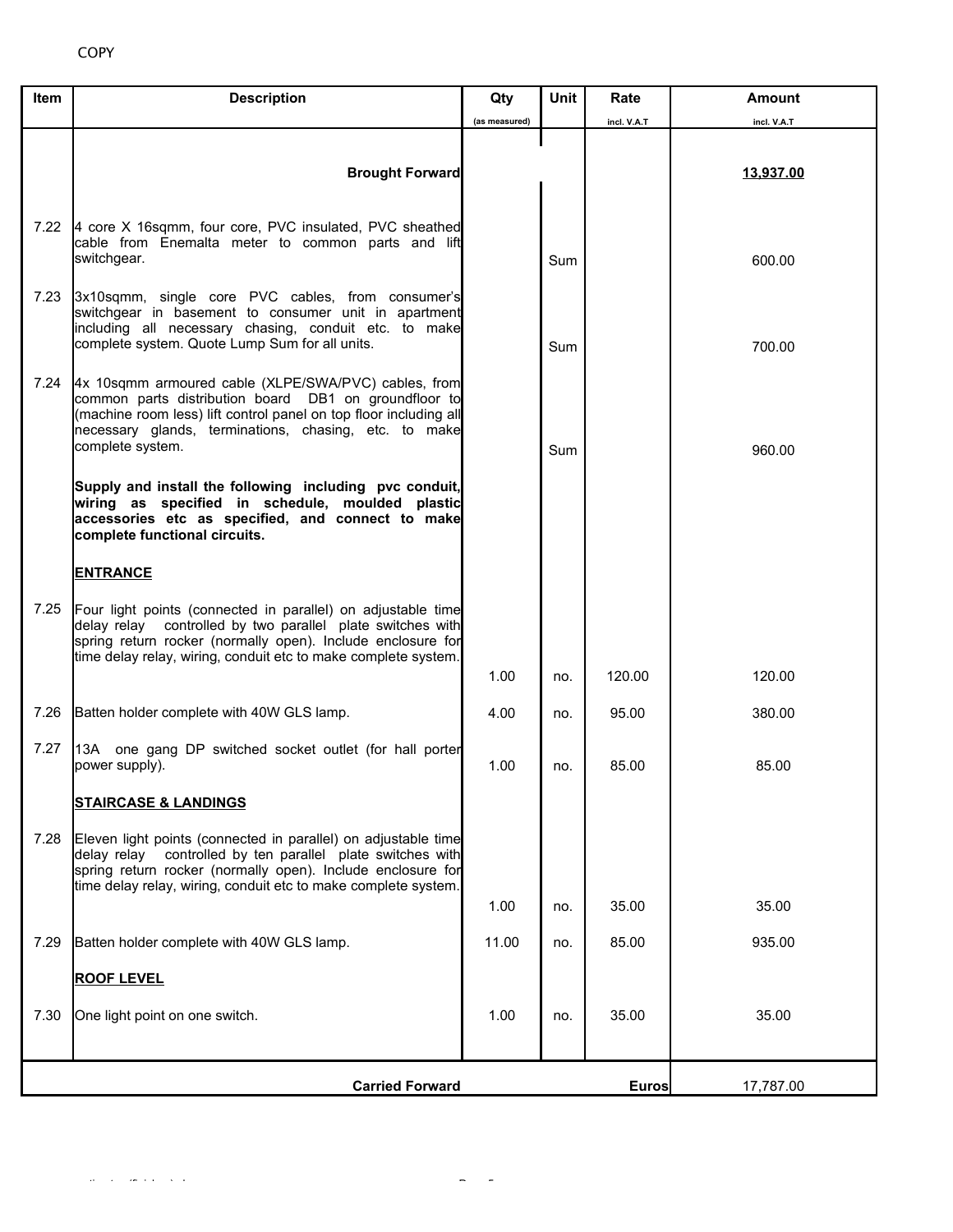COPY

| Item | Description | Qty (as measured) | Unit | Rate incl. V.A.T | Amount incl. V.A.T |
|---|---|---|---|---|---|
| | **Brought Forward** | | | | **13,937.00** |
| 7.22 | 4 core X 16sqmm, four core, PVC insulated, PVC sheathed cable from Enemalta meter to common parts and lift switchgear. | | Sum | | 600.00 |
| 7.23 | 3x10sqmm, single core PVC cables, from consumer's switchgear in basement to consumer unit in apartment including all necessary chasing, conduit etc. to make complete system. Quote Lump Sum for all units. | | Sum | | 700.00 |
| 7.24 | 4x 10sqmm armoured cable (XLPE/SWA/PVC) cables, from common parts distribution board DB1 on groundfloor to (machine room less) lift control panel on top floor including all necessary glands, terminations, chasing, etc. to make complete system. | | Sum | | 960.00 |
| | **Supply and install the following including pvc conduit, wiring as specified in schedule, moulded plastic accessories etc as specified, and connect to make complete functional circuits.** | | | | |
| | **ENTRANCE** | | | | |
| 7.25 | Four light points (connected in parallel) on adjustable time delay relay controlled by two parallel plate switches with spring return rocker (normally open). Include enclosure for time delay relay, wiring, conduit etc to make complete system. | 1.00 | no. | 120.00 | 120.00 |
| 7.26 | Batten holder complete with 40W GLS lamp. | 4.00 | no. | 95.00 | 380.00 |
| 7.27 | 13A one gang DP switched socket outlet (for hall porter power supply). | 1.00 | no. | 85.00 | 85.00 |
| | **STAIRCASE & LANDINGS** | | | | |
| 7.28 | Eleven light points (connected in parallel) on adjustable time delay relay controlled by ten parallel plate switches with spring return rocker (normally open). Include enclosure for time delay relay, wiring, conduit etc to make complete system. | 1.00 | no. | 35.00 | 35.00 |
| 7.29 | Batten holder complete with 40W GLS lamp. | 11.00 | no. | 85.00 | 935.00 |
| | **ROOF LEVEL** | | | | |
| 7.30 | One light point on one switch. | 1.00 | no. | 35.00 | 35.00 |
| | **Carried Forward** | | | **Euros** | 17,787.00 |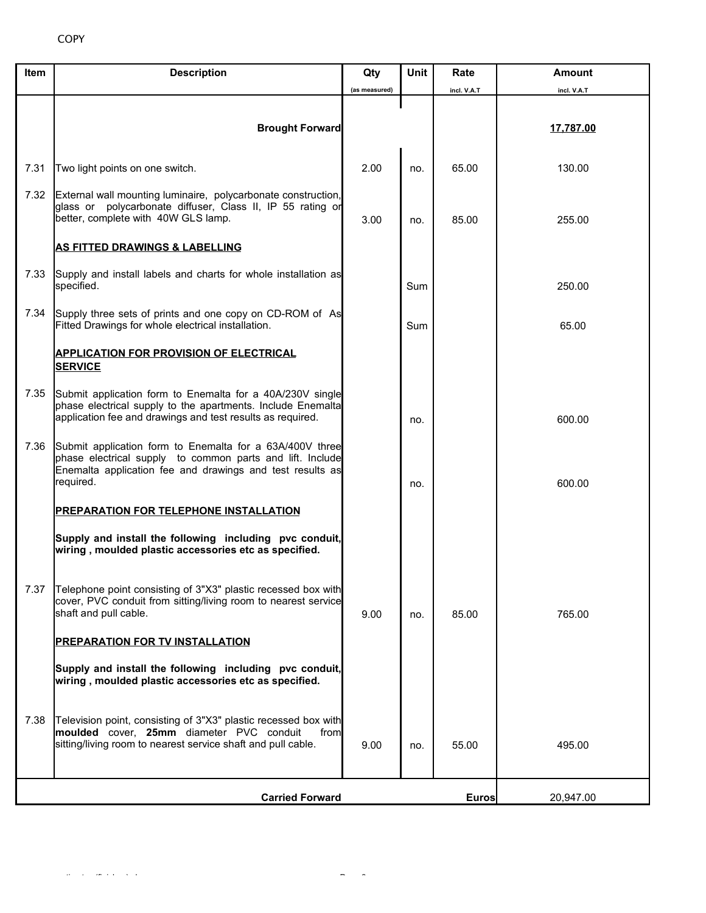COPY

| Item | Description | Qty (as measured) | Unit | Rate incl. V.A.T | Amount incl. V.A.T |
|---|---|---|---|---|---|
| | **Brought Forward** | | | | **17,787.00** |
| 7.31 | Two light points on one switch. | 2.00 | no. | 65.00 | 130.00 |
| 7.32 | External wall mounting luminaire, polycarbonate construction, glass or polycarbonate diffuser, Class II, IP 55 rating or better, complete with 40W GLS lamp. | 3.00 | no. | 85.00 | 255.00 |
| | **AS FITTED DRAWINGS & LABELLING** | | | | |
| 7.33 | Supply and install labels and charts for whole installation as specified. | | Sum | | 250.00 |
| 7.34 | Supply three sets of prints and one copy on CD-ROM of As Fitted Drawings for whole electrical installation. | | Sum | | 65.00 |
| | **APPLICATION FOR PROVISION OF ELECTRICAL SERVICE** | | | | |
| 7.35 | Submit application form to Enemalta for a 40A/230V single phase electrical supply to the apartments. Include Enemalta application fee and drawings and test results as required. | | no. | | 600.00 |
| 7.36 | Submit application form to Enemalta for a 63A/400V three phase electrical supply to common parts and lift. Include Enemalta application fee and drawings and test results as required. | | no. | | 600.00 |
| | **PREPARATION FOR TELEPHONE INSTALLATION** | | | | |
| | **Supply and install the following including pvc conduit, wiring , moulded plastic accessories etc as specified.** | | | | |
| 7.37 | Telephone point consisting of 3"X3" plastic recessed box with cover, PVC conduit from sitting/living room to nearest service shaft and pull cable. | 9.00 | no. | 85.00 | 765.00 |
| | **PREPARATION FOR TV INSTALLATION** | | | | |
| | **Supply and install the following including pvc conduit, wiring , moulded plastic accessories etc as specified.** | | | | |
| 7.38 | Television point, consisting of 3"X3" plastic recessed box with **moulded** cover, **25mm** diameter PVC conduit from sitting/living room to nearest service shaft and pull cable. | 9.00 | no. | 55.00 | 495.00 |
| | **Carried Forward** | | | **Euros** | 20,947.00 |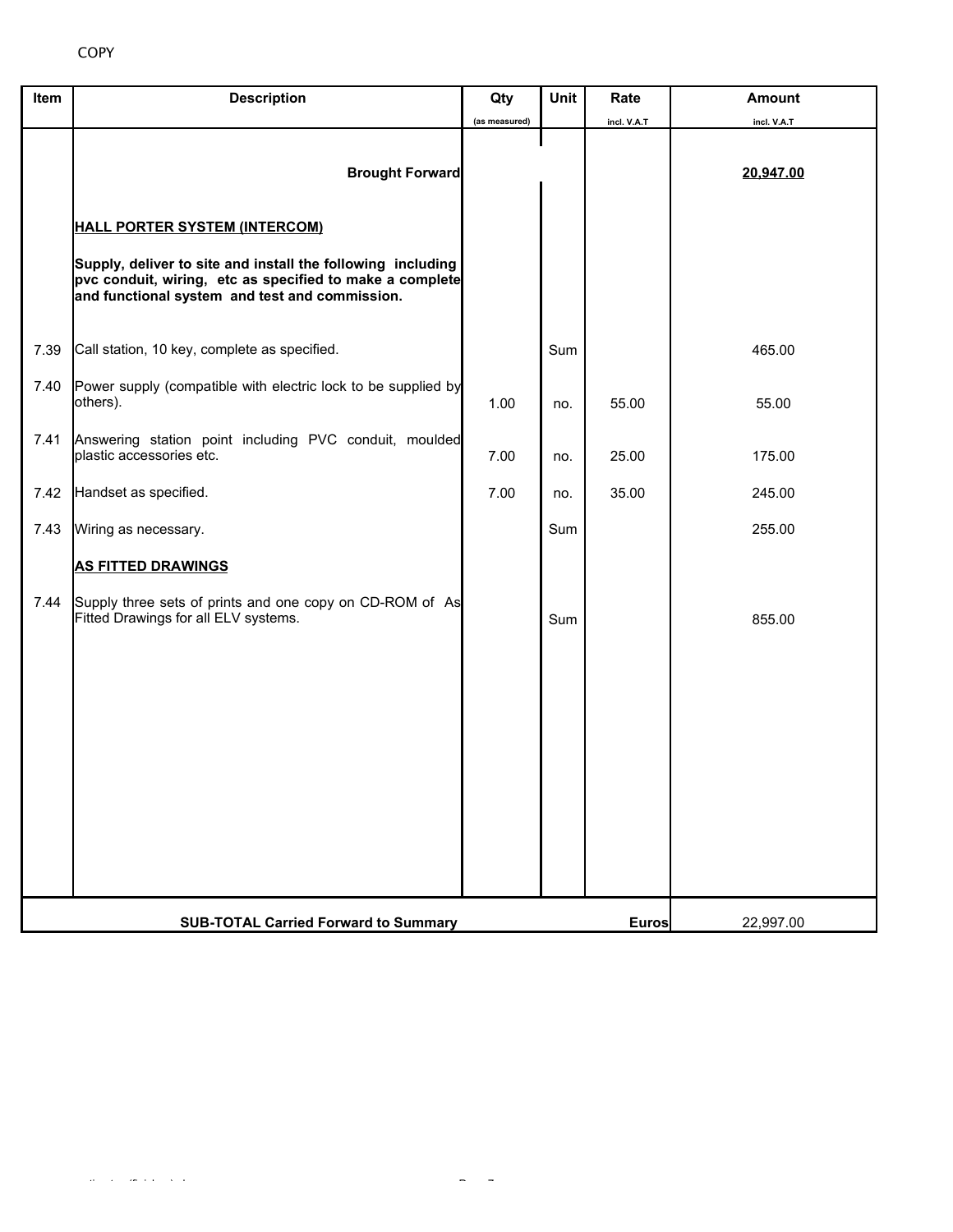COPY

| Item | Description | Qty (as measured) | Unit | Rate incl. V.A.T | Amount incl. V.A.T |
|---|---|---|---|---|---|
| | **Brought Forward** | | | | **20,947.00** |
| | **HALL PORTER SYSTEM (INTERCOM)** | | | | |
| | **Supply, deliver to site and install the following including pvc conduit, wiring, etc as specified to make a complete and functional system and test and commission.** | | | | |
| 7.39 | Call station, 10 key, complete as specified. | | Sum | | 465.00 |
| 7.40 | Power supply (compatible with electric lock to be supplied by others). | 1.00 | no. | 55.00 | 55.00 |
| 7.41 | Answering station point including PVC conduit, moulded plastic accessories etc. | 7.00 | no. | 25.00 | 175.00 |
| 7.42 | Handset as specified. | 7.00 | no. | 35.00 | 245.00 |
| 7.43 | Wiring as necessary. | | Sum | | 255.00 |
| | **AS FITTED DRAWINGS** | | | | |
| 7.44 | Supply three sets of prints and one copy on CD-ROM of As Fitted Drawings for all ELV systems. | | Sum | | 855.00 |
| | **SUB-TOTAL Carried Forward to Summary** | | | **Euros** | 22,997.00 |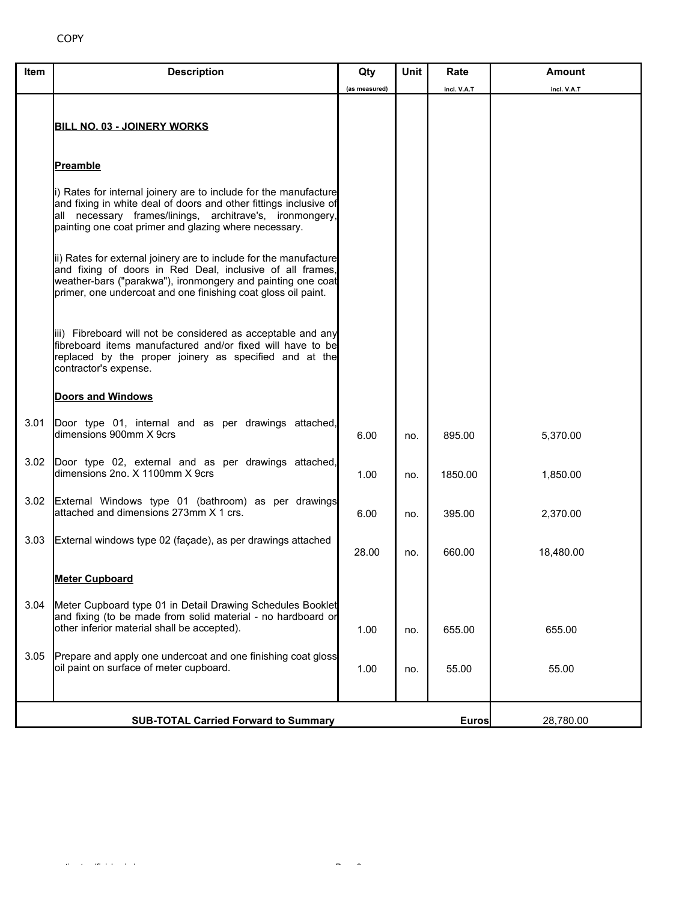COPY

| Item | Description | Qty (as measured) | Unit | Rate incl. V.A.T | Amount incl. V.A.T |
|---|---|---|---|---|---|
| | **BILL NO. 03 - JOINERY WORKS** | | | | |
| | **Preamble** | | | | |
| | i) Rates for internal joinery are to include for the manufacture and fixing in white deal of doors and other fittings inclusive of all necessary frames/linings, architrave's, ironmongery, painting one coat primer and glazing where necessary. | | | | |
| | ii) Rates for external joinery are to include for the manufacture and fixing of doors in Red Deal, inclusive of all frames, weather-bars ("parakwa"), ironmongery and painting one coat primer, one undercoat and one finishing coat gloss oil paint. | | | | |
| | iii) Fibreboard will not be considered as acceptable and any fibreboard items manufactured and/or fixed will have to be replaced by the proper joinery as specified and at the contractor's expense. | | | | |
| | **Doors and Windows** | | | | |
| 3.01 | Door type 01, internal and as per drawings attached, dimensions 900mm X 9crs | 6.00 | no. | 895.00 | 5,370.00 |
| 3.02 | Door type 02, external and as per drawings attached, dimensions 2no. X 1100mm X 9crs | 1.00 | no. | 1850.00 | 1,850.00 |
| 3.02 | External Windows type 01 (bathroom) as per drawings attached and dimensions 273mm X 1 crs. | 6.00 | no. | 395.00 | 2,370.00 |
| 3.03 | External windows type 02 (façade), as per drawings attached | 28.00 | no. | 660.00 | 18,480.00 |
| | **Meter Cupboard** | | | | |
| 3.04 | Meter Cupboard type 01 in Detail Drawing Schedules Booklet and fixing (to be made from solid material - no hardboard or other inferior material shall be accepted). | 1.00 | no. | 655.00 | 655.00 |
| 3.05 | Prepare and apply one undercoat and one finishing coat gloss oil paint on surface of meter cupboard. | 1.00 | no. | 55.00 | 55.00 |
| | **SUB-TOTAL Carried Forward to Summary** | | | **Euros** | 28,780.00 |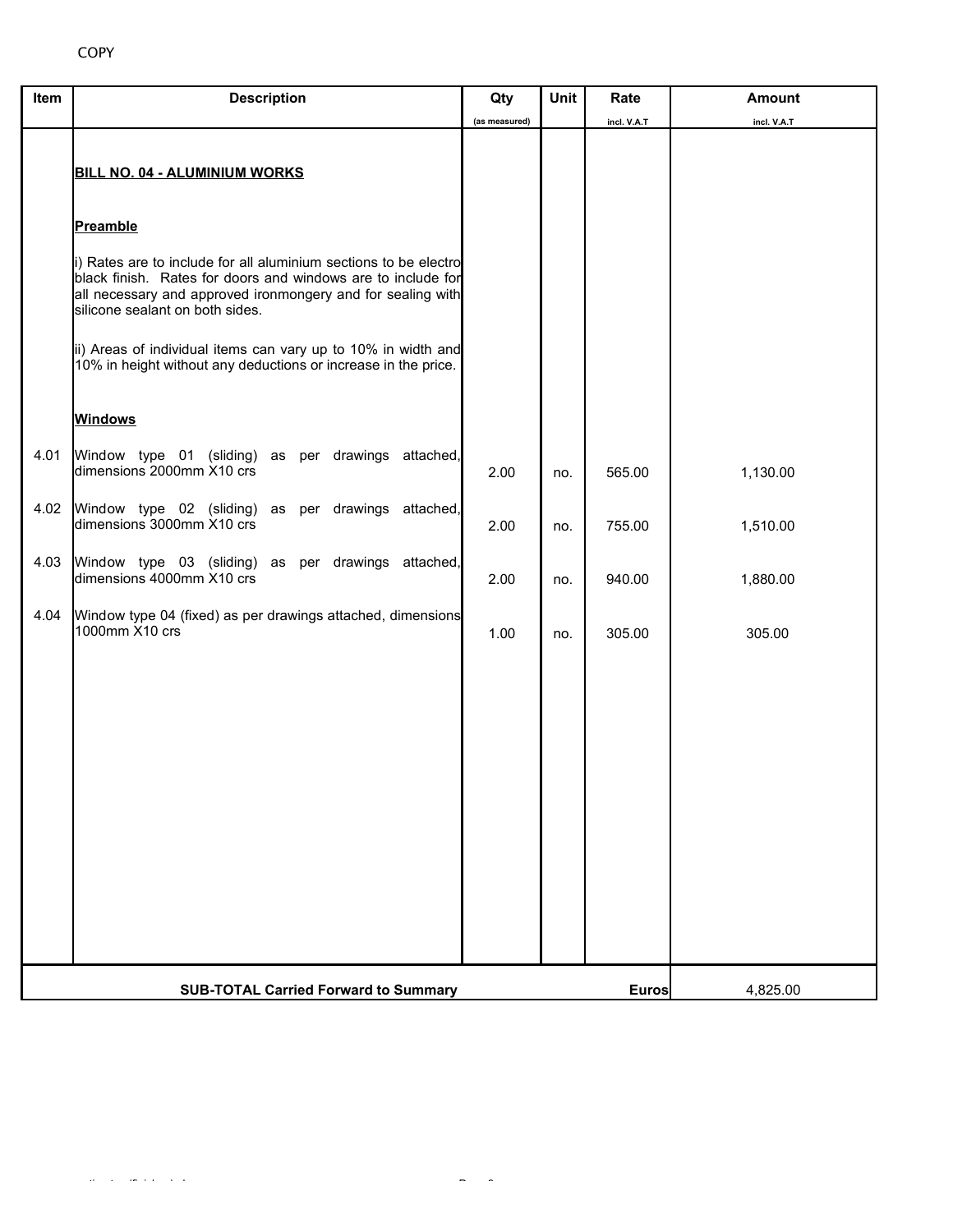COPY

| Item | Description | Qty (as measured) | Unit | Rate incl. V.A.T | Amount incl. V.A.T |
|---|---|---|---|---|---|
| | **BILL NO. 04 - ALUMINIUM WORKS** | | | | |
| | **Preamble** | | | | |
| | i) Rates are to include for all aluminium sections to be electro black finish. Rates for doors and windows are to include for all necessary and approved ironmongery and for sealing with silicone sealant on both sides. | | | | |
| | ii) Areas of individual items can vary up to 10% in width and 10% in height without any deductions or increase in the price. | | | | |
| | **Windows** | | | | |
| 4.01 | Window type 01 (sliding) as per drawings attached, dimensions 2000mm X10 crs | 2.00 | no. | 565.00 | 1,130.00 |
| 4.02 | Window type 02 (sliding) as per drawings attached, dimensions 3000mm X10 crs | 2.00 | no. | 755.00 | 1,510.00 |
| 4.03 | Window type 03 (sliding) as per drawings attached, dimensions 4000mm X10 crs | 2.00 | no. | 940.00 | 1,880.00 |
| 4.04 | Window type 04 (fixed) as per drawings attached, dimensions 1000mm X10 crs | 1.00 | no. | 305.00 | 305.00 |
| | **SUB-TOTAL Carried Forward to Summary** | | | **Euros** | 4,825.00 |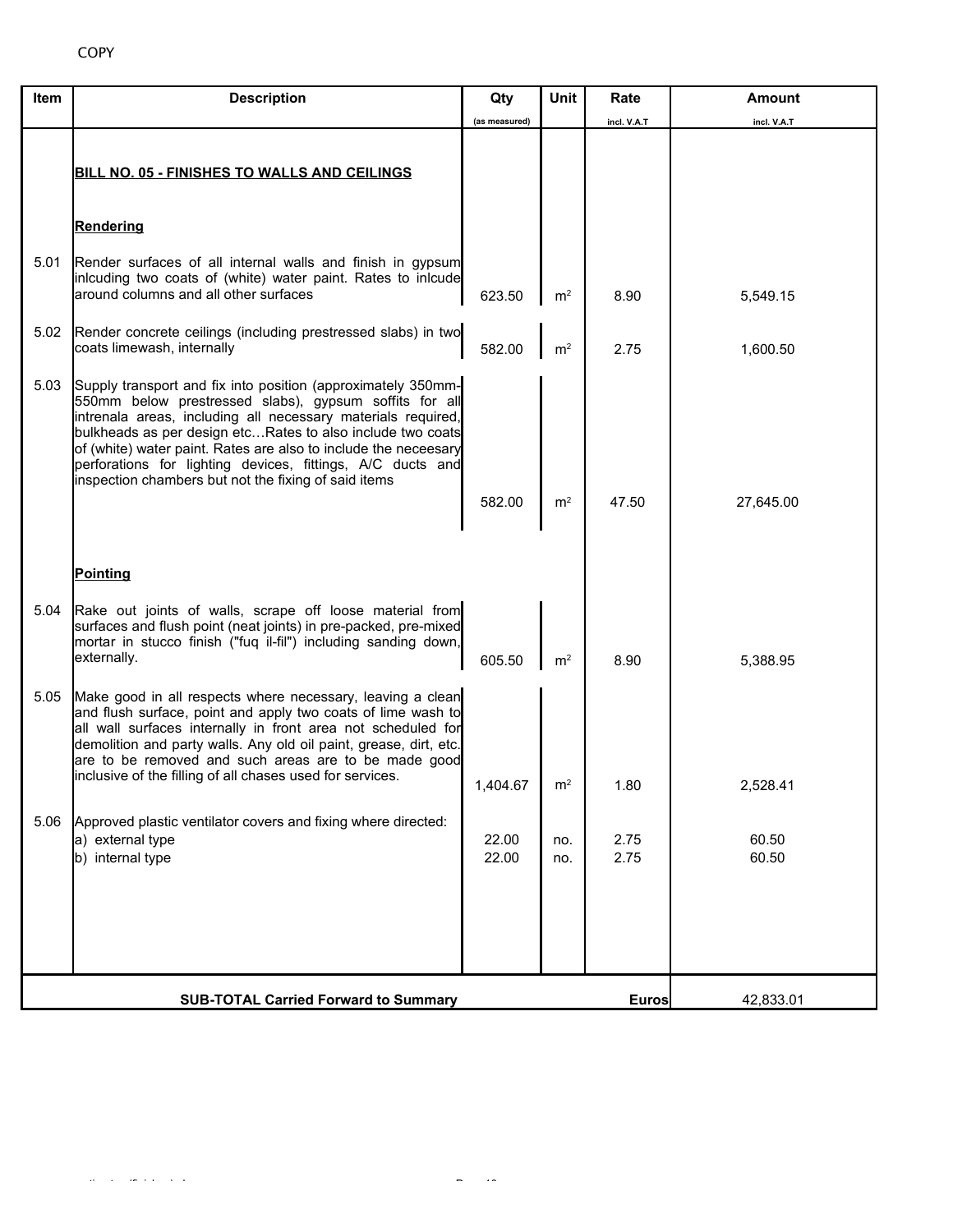COPY

| Item | Description | Qty (as measured) | Unit | Rate incl. V.A.T | Amount incl. V.A.T |
|---|---|---|---|---|---|
| | **BILL NO. 05 - FINISHES TO WALLS AND CEILINGS** | | | | |
| | **Rendering** | | | | |
| 5.01 | Render surfaces of all internal walls and finish in gypsum inlcuding two coats of (white) water paint. Rates to inlcude around columns and all other surfaces | 623.50 | $m^2$ | 8.90 | 5,549.15 |
| 5.02 | Render concrete ceilings (including prestressed slabs) in two coats limewash, internally | 582.00 | $m^2$ | 2.75 | 1,600.50 |
| 5.03 | Supply transport and fix into position (approximately 350mm-550mm below prestressed slabs), gypsum soffits for all intrenala areas, including all necessary materials required, bulkheads as per design etc…Rates to also include two coats of (white) water paint. Rates are also to include the neceesary perforations for lighting devices, fittings, A/C ducts and inspection chambers but not the fixing of said items | 582.00 | $m^2$ | 47.50 | 27,645.00 |
| | **Pointing** | | | | |
| 5.04 | Rake out joints of walls, scrape off loose material from surfaces and flush point (neat joints) in pre-packed, pre-mixed mortar in stucco finish ("fuq il-fil") including sanding down, externally. | 605.50 | $m^2$ | 8.90 | 5,388.95 |
| 5.05 | Make good in all respects where necessary, leaving a clean and flush surface, point and apply two coats of lime wash to all wall surfaces internally in front area not scheduled for demolition and party walls. Any old oil paint, grease, dirt, etc. are to be removed and such areas are to be made good inclusive of the filling of all chases used for services. | 1,404.67 | $m^2$ | 1.80 | 2,528.41 |
| 5.06 | Approved plastic ventilator covers and fixing where directed: | | | | |
| | a) external type | 22.00 | no. | 2.75 | 60.50 |
| | b) internal type | 22.00 | no. | 2.75 | 60.50 |
| | **SUB-TOTAL Carried Forward to Summary** | | | **Euros** | 42,833.01 |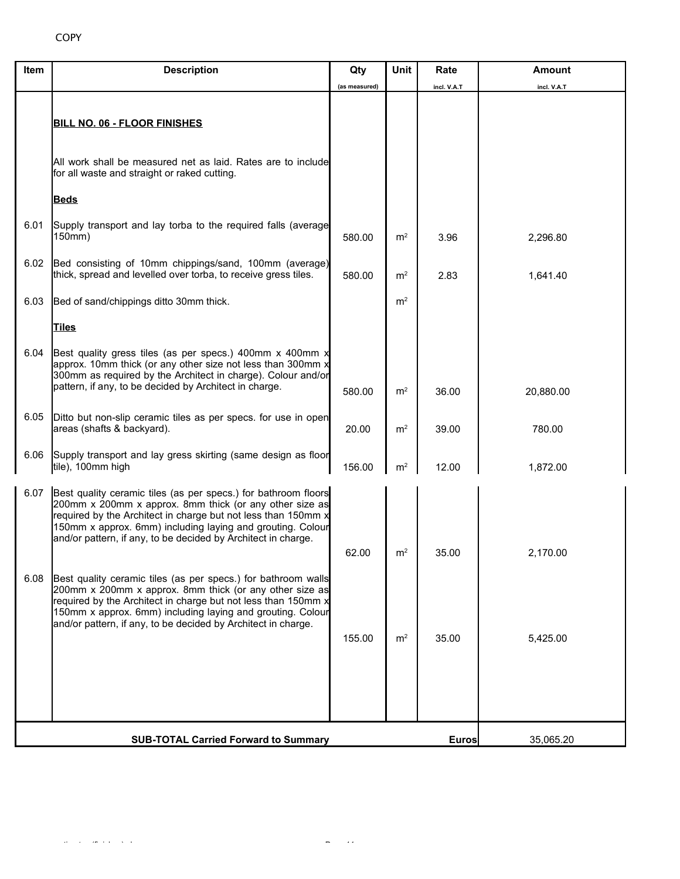COPY

| Item | Description | Qty<br>(as measured) | Unit | Rate<br>incl. V.A.T | Amount<br>incl. V.A.T |
|---|---|---|---|---|---|
| | **BILL NO. 06 - FLOOR FINISHES** | | | | |
| | All work shall be measured net as laid. Rates are to include for all waste and straight or raked cutting. | | | | |
| | **Beds** | | | | |
| 6.01 | Supply transport and lay torba to the required falls (average 150mm) | 580.00 | $m^2$ | 3.96 | 2,296.80 |
| 6.02 | Bed consisting of 10mm chippings/sand, 100mm (average) thick, spread and levelled over torba, to receive gress tiles. | 580.00 | $m^2$ | 2.83 | 1,641.40 |
| 6.03 | Bed of sand/chippings ditto 30mm thick. | | $m^2$ | | |
| | **Tiles** | | | | |
| 6.04 | Best quality gress tiles (as per specs.) 400mm x 400mm x approx. 10mm thick (or any other size not less than 300mm x 300mm as required by the Architect in charge). Colour and/or pattern, if any, to be decided by Architect in charge. | 580.00 | $m^2$ | 36.00 | 20,880.00 |
| 6.05 | Ditto but non-slip ceramic tiles as per specs. for use in open areas (shafts & backyard). | 20.00 | $m^2$ | 39.00 | 780.00 |
| 6.06 | Supply transport and lay gress skirting (same design as floor tile), 100mm high | 156.00 | $m^2$ | 12.00 | 1,872.00 |
| 6.07 | Best quality ceramic tiles (as per specs.) for bathroom floors 200mm x 200mm x approx. 8mm thick (or any other size as required by the Architect in charge but not less than 150mm x 150mm x approx. 6mm) including laying and grouting. Colour and/or pattern, if any, to be decided by Architect in charge. | 62.00 | $m^2$ | 35.00 | 2,170.00 |
| 6.08 | Best quality ceramic tiles (as per specs.) for bathroom walls 200mm x 200mm x approx. 8mm thick (or any other size as required by the Architect in charge but not less than 150mm x 150mm x approx. 6mm) including laying and grouting. Colour and/or pattern, if any, to be decided by Architect in charge. | 155.00 | $m^2$ | 35.00 | 5,425.00 |
| | **SUB-TOTAL Carried Forward to Summary** | | | **Euros** | 35,065.20 |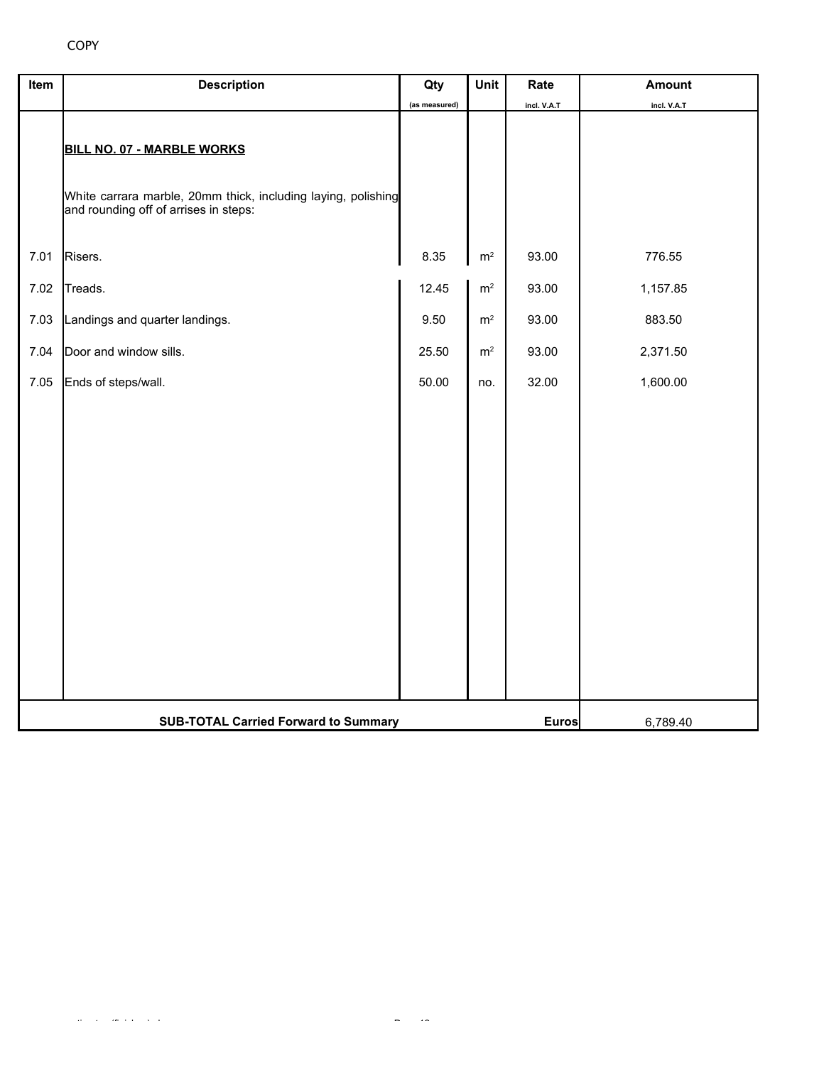COPY

| Item | Description | Qty (as measured) | Unit | Rate incl. V.A.T | Amount incl. V.A.T |
|---|---|---|---|---|---|
| | **BILL NO. 07 - MARBLE WORKS** | | | | |
| | White carrara marble, 20mm thick, including laying, polishing and rounding off of arrises in steps: | | | | |
| 7.01 | Risers. | 8.35 | $m^2$ | 93.00 | 776.55 |
| 7.02 | Treads. | 12.45 | $m^2$ | 93.00 | 1,157.85 |
| 7.03 | Landings and quarter landings. | 9.50 | $m^2$ | 93.00 | 883.50 |
| 7.04 | Door and window sills. | 25.50 | $m^2$ | 93.00 | 2,371.50 |
| 7.05 | Ends of steps/wall. | 50.00 | no. | 32.00 | 1,600.00 |
| | **SUB-TOTAL Carried Forward to Summary** | | | **Euros** | 6,789.40 |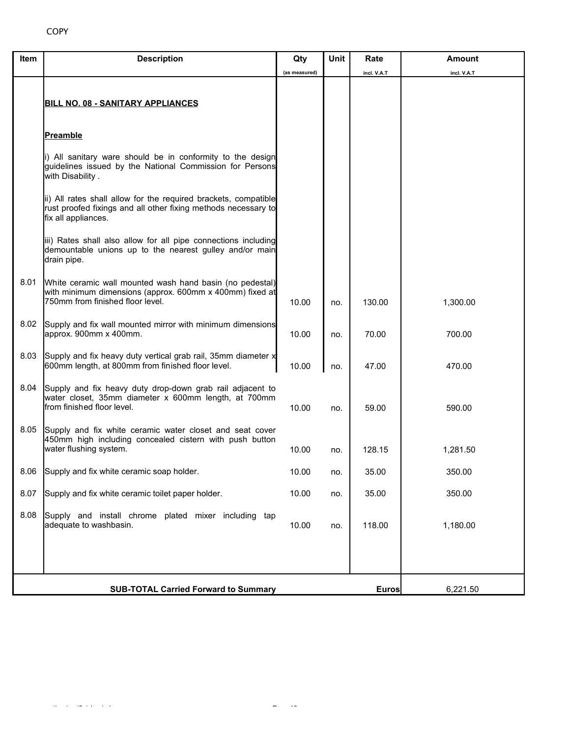COPY

| Item | Description | Qty (as measured) | Unit | Rate incl. V.A.T | Amount incl. V.A.T |
|---|---|---|---|---|---|
| | **BILL NO. 08 - SANITARY APPLIANCES** | | | | |
| | **Preamble** | | | | |
| | i) All sanitary ware should be in conformity to the design guidelines issued by the National Commission for Persons with Disability . | | | | |
| | ii) All rates shall allow for the required brackets, compatible rust proofed fixings and all other fixing methods necessary to fix all appliances. | | | | |
| | iii) Rates shall also allow for all pipe connections including demountable unions up to the nearest gulley and/or main drain pipe. | | | | |
| 8.01 | White ceramic wall mounted wash hand basin (no pedestal) with minimum dimensions (approx. 600mm x 400mm) fixed at 750mm from finished floor level. | 10.00 | no. | 130.00 | 1,300.00 |
| 8.02 | Supply and fix wall mounted mirror with minimum dimensions approx. 900mm x 400mm. | 10.00 | no. | 70.00 | 700.00 |
| 8.03 | Supply and fix heavy duty vertical grab rail, 35mm diameter x 600mm length, at 800mm from finished floor level. | 10.00 | no. | 47.00 | 470.00 |
| 8.04 | Supply and fix heavy duty drop-down grab rail adjacent to water closet, 35mm diameter x 600mm length, at 700mm from finished floor level. | 10.00 | no. | 59.00 | 590.00 |
| 8.05 | Supply and fix white ceramic water closet and seat cover 450mm high including concealed cistern with push button water flushing system. | 10.00 | no. | 128.15 | 1,281.50 |
| 8.06 | Supply and fix white ceramic soap holder. | 10.00 | no. | 35.00 | 350.00 |
| 8.07 | Supply and fix white ceramic toilet paper holder. | 10.00 | no. | 35.00 | 350.00 |
| 8.08 | Supply and install chrome plated mixer including tap adequate to washbasin. | 10.00 | no. | 118.00 | 1,180.00 |
| | **SUB-TOTAL Carried Forward to Summary** | | | **Euros** | 6,221.50 |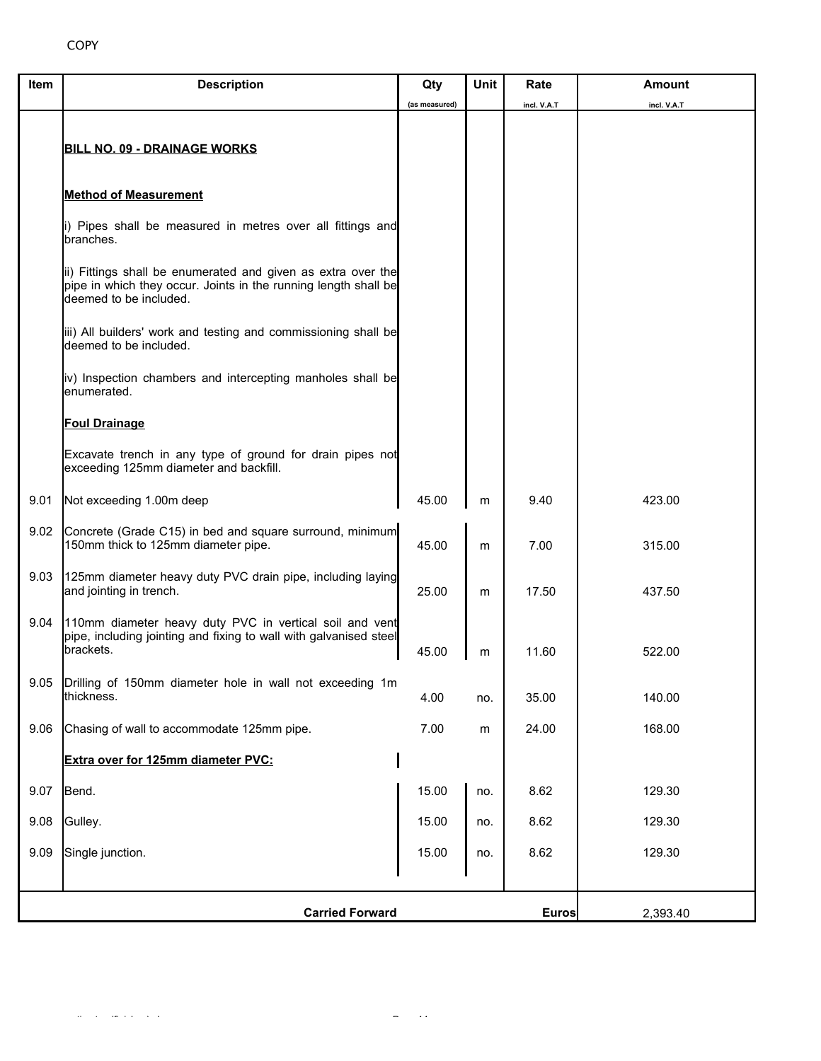COPY

| Item | Description | Qty (as measured) | Unit | Rate incl. V.A.T | Amount incl. V.A.T |
|---|---|---|---|---|---|
| | **BILL NO. 09 - DRAINAGE WORKS** | | | | |
| | **Method of Measurement** | | | | |
| | i) Pipes shall be measured in metres over all fittings and branches. | | | | |
| | ii) Fittings shall be enumerated and given as extra over the pipe in which they occur. Joints in the running length shall be deemed to be included. | | | | |
| | iii) All builders' work and testing and commissioning shall be deemed to be included. | | | | |
| | iv) Inspection chambers and intercepting manholes shall be enumerated. | | | | |
| | **Foul Drainage** | | | | |
| | Excavate trench in any type of ground for drain pipes not exceeding 125mm diameter and backfill. | | | | |
| 9.01 | Not exceeding 1.00m deep | 45.00 | m | 9.40 | 423.00 |
| 9.02 | Concrete (Grade C15) in bed and square surround, minimum 150mm thick to 125mm diameter pipe. | 45.00 | m | 7.00 | 315.00 |
| 9.03 | 125mm diameter heavy duty PVC drain pipe, including laying and jointing in trench. | 25.00 | m | 17.50 | 437.50 |
| 9.04 | 110mm diameter heavy duty PVC in vertical soil and vent pipe, including jointing and fixing to wall with galvanised steel brackets. | 45.00 | m | 11.60 | 522.00 |
| 9.05 | Drilling of 150mm diameter hole in wall not exceeding 1m thickness. | 4.00 | no. | 35.00 | 140.00 |
| 9.06 | Chasing of wall to accommodate 125mm pipe. | 7.00 | m | 24.00 | 168.00 |
| | **Extra over for 125mm diameter PVC:** | | | | |
| 9.07 | Bend. | 15.00 | no. | 8.62 | 129.30 |
| 9.08 | Gulley. | 15.00 | no. | 8.62 | 129.30 |
| 9.09 | Single junction. | 15.00 | no. | 8.62 | 129.30 |
| | **Carried Forward** | | | **Euros** | 2,393.40 |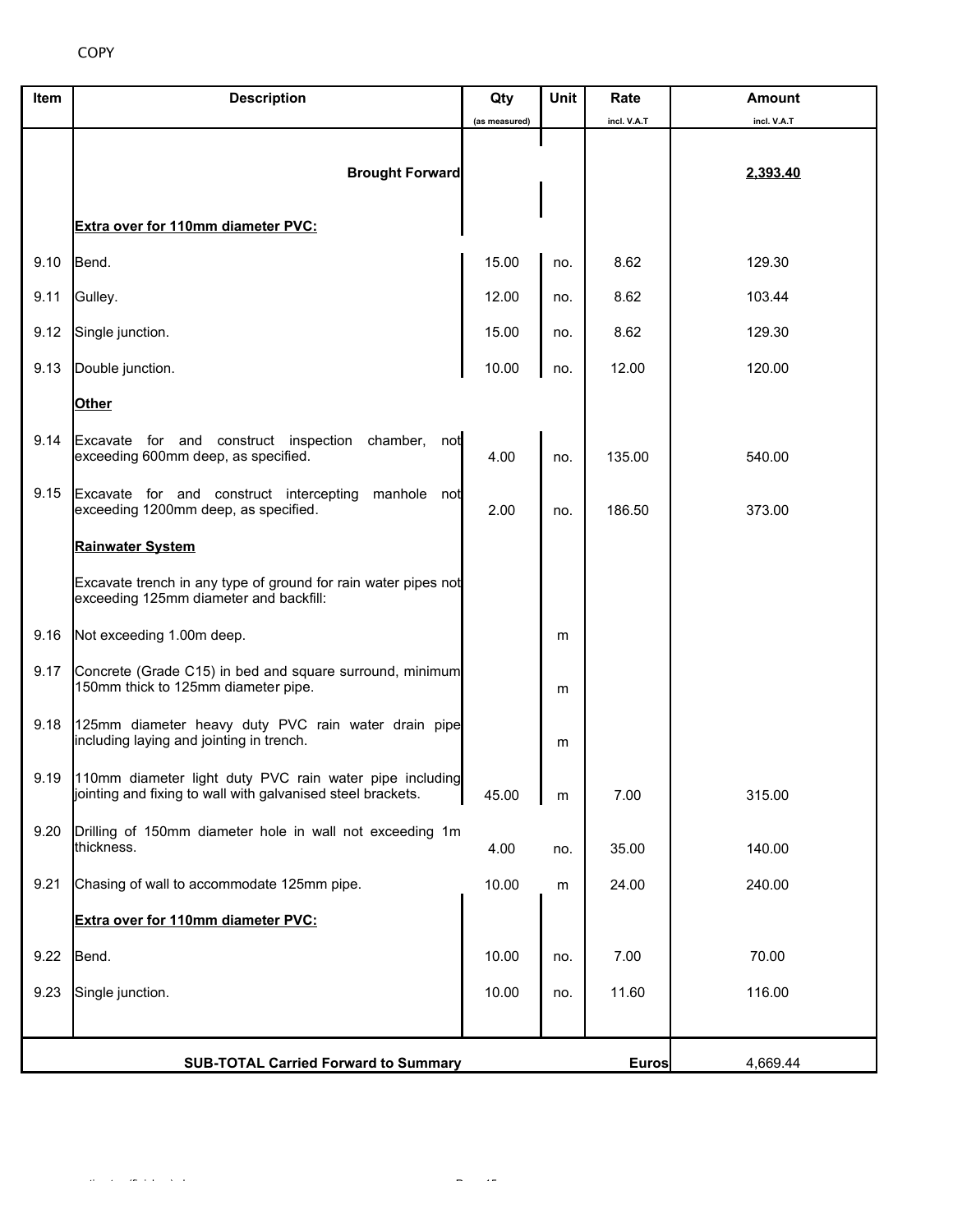COPY

| Item | Description | Qty (as measured) | Unit | Rate incl. V.A.T | Amount incl. V.A.T |
|---|---|---|---|---|---|
| | **Brought Forward** | | | | **2,393.40** |
| | **Extra over for 110mm diameter PVC:** | | | | |
| 9.10 | Bend. | 15.00 | no. | 8.62 | 129.30 |
| 9.11 | Gulley. | 12.00 | no. | 8.62 | 103.44 |
| 9.12 | Single junction. | 15.00 | no. | 8.62 | 129.30 |
| 9.13 | Double junction. | 10.00 | no. | 12.00 | 120.00 |
| | **Other** | | | | |
| 9.14 | Excavate for and construct inspection chamber, not exceeding 600mm deep, as specified. | 4.00 | no. | 135.00 | 540.00 |
| 9.15 | Excavate for and construct intercepting manhole not exceeding 1200mm deep, as specified. | 2.00 | no. | 186.50 | 373.00 |
| | **Rainwater System** | | | | |
| | Excavate trench in any type of ground for rain water pipes not exceeding 125mm diameter and backfill: | | | | |
| 9.16 | Not exceeding 1.00m deep. | | m | | |
| 9.17 | Concrete (Grade C15) in bed and square surround, minimum 150mm thick to 125mm diameter pipe. | | m | | |
| 9.18 | 125mm diameter heavy duty PVC rain water drain pipe including laying and jointing in trench. | | m | | |
| 9.19 | 110mm diameter light duty PVC rain water pipe including jointing and fixing to wall with galvanised steel brackets. | 45.00 | m | 7.00 | 315.00 |
| 9.20 | Drilling of 150mm diameter hole in wall not exceeding 1m thickness. | 4.00 | no. | 35.00 | 140.00 |
| 9.21 | Chasing of wall to accommodate 125mm pipe. | 10.00 | m | 24.00 | 240.00 |
| | **Extra over for 110mm diameter PVC:** | | | | |
| 9.22 | Bend. | 10.00 | no. | 7.00 | 70.00 |
| 9.23 | Single junction. | 10.00 | no. | 11.60 | 116.00 |
| | **SUB-TOTAL Carried Forward to Summary** | | | **Euros** | 4,669.44 |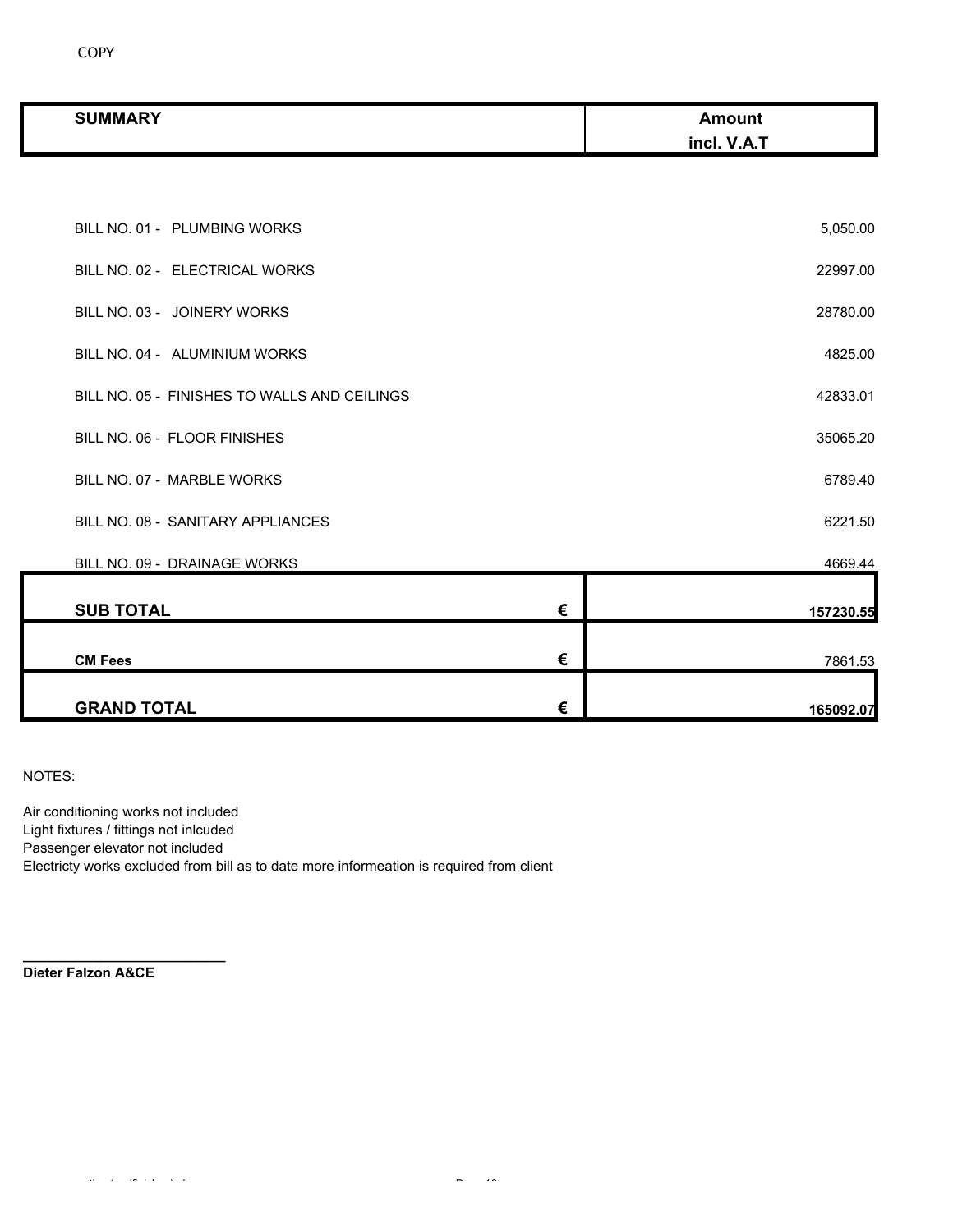COPY

| SUMMARY | | Amount incl. V.A.T |
|---|---|---|
| BILL NO. 01 - PLUMBING WORKS | | 5,050.00 |
| BILL NO. 02 - ELECTRICAL WORKS | | 22997.00 |
| BILL NO. 03 - JOINERY WORKS | | 28780.00 |
| BILL NO. 04 - ALUMINIUM WORKS | | 4825.00 |
| BILL NO. 05 - FINISHES TO WALLS AND CEILINGS | | 42833.01 |
| BILL NO. 06 - FLOOR FINISHES | | 35065.20 |
| BILL NO. 07 - MARBLE WORKS | | 6789.40 |
| BILL NO. 08 - SANITARY APPLIANCES | | 6221.50 |
| BILL NO. 09 - DRAINAGE WORKS | | 4669.44 |
| **SUB TOTAL** | € | **157230.55** |
| **CM Fees** | € | 7861.53 |
| **GRAND TOTAL** | € | **165092.07** |

NOTES:

Air conditioning works not included
Light fixtures / fittings not inlcuded
Passenger elevator not included
Electricty works excluded from bill as to date more informeation is required from client

**Dieter Falzon A&CE**